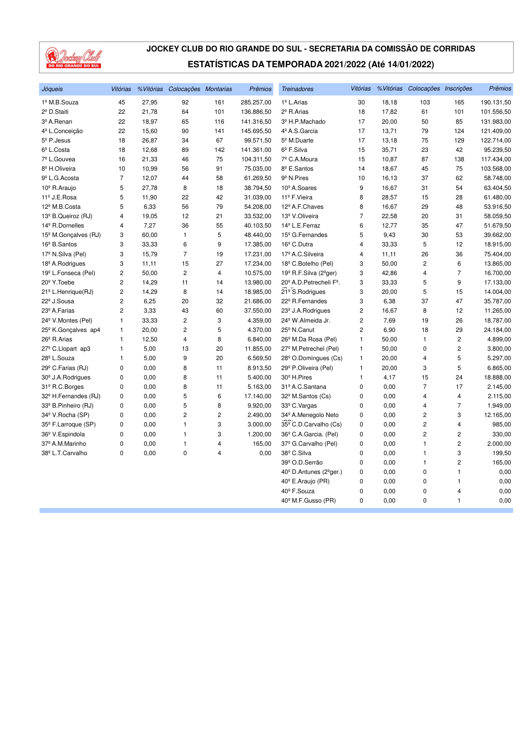# JOCKEY CLUB DO RIO GRANDE DO SUL - SECRETARIA DA COMISSÃO DE CORRIDAS

## ESTATÍSTICAS DA TEMPORADA 2021/2022 (Até 14/01/2022)

| *Jóqueis* | *Vitórias* | *%Vitórias* | *Colocações* | *Montarias* | *Prêmios* |
|---|---|---|---|---|---|
| 1º M.B.Souza | 45 | 27,95 | 92 | 161 | 285.257,00 |
| 2º D.Staiti | 22 | 21,78 | 64 | 101 | 136.886,50 |
| 3º A.Renan | 22 | 18,97 | 65 | 116 | 141.316,50 |
| 4º L.Conceição | 22 | 15,60 | 90 | 141 | 145.695,50 |
| 5º P.Jesus | 18 | 26,87 | 34 | 67 | 99.571,50 |
| 6º L.Costa | 18 | 12,68 | 89 | 142 | 141.361,00 |
| 7º L.Gouvea | 16 | 21,33 | 46 | 75 | 104.311,50 |
| 8º H.Oliveira | 10 | 10,99 | 56 | 91 | 75.035,00 |
| 9º L.G.Acosta | 7 | 12,07 | 44 | 58 | 61.269,50 |
| 10º R.Araujo | 5 | 27,78 | 8 | 18 | 38.794,50 |
| 11º J.E.Rosa | 5 | 11,90 | 22 | 42 | 31.039,00 |
| 12º M.B.Costa | 5 | 6,33 | 56 | 79 | 54.208,00 |
| 13º B.Queiroz (RJ) | 4 | 19,05 | 12 | 21 | 33.532,00 |
| 14º R.Dornelles | 4 | 7,27 | 36 | 55 | 40.103,50 |
| 15º M.Gonçalves (RJ) | 3 | 60,00 | 1 | 5 | 48.440,00 |
| 16º B.Santos | 3 | 33,33 | 6 | 9 | 17.385,00 |
| 17º N.Silva (Pel) | 3 | 15,79 | 7 | 19 | 17.231,00 |
| 18º A.Rodrigues | 3 | 11,11 | 15 | 27 | 17.234,00 |
| 19º L.Fonseca (Pel) | 2 | 50,00 | 2 | 4 | 10.575,00 |
| 20º Y.Toebe | 2 | 14,29 | 11 | 14 | 13.980,00 |
| 21º L.Henrique(RJ) | 2 | 14,29 | 8 | 14 | 18.985,00 |
| 22º J.Sousa | 2 | 6,25 | 20 | 32 | 21.686,00 |
| 23º A.Farias | 2 | 3,33 | 43 | 60 | 37.550,00 |
| 24º V.Montes (Pel) | 1 | 33,33 | 2 | 3 | 4.359,00 |
| 25º K.Gonçalves ap4 | 1 | 20,00 | 2 | 5 | 4.370,00 |
| 26º R.Arias | 1 | 12,50 | 4 | 8 | 6.840,00 |
| 27º C.Llopart ap3 | 1 | 5,00 | 13 | 20 | 11.855,00 |
| 28º L.Souza | 1 | 5,00 | 9 | 20 | 6.569,50 |
| 29º C.Farias (RJ) | 0 | 0,00 | 8 | 11 | 8.913,50 |
| 30º J.A.Rodrigues | 0 | 0,00 | 8 | 11 | 5.400,00 |
| 31º R.C.Borges | 0 | 0,00 | 8 | 11 | 5.163,00 |
| 32º H.Fernandes (RJ) | 0 | 0,00 | 5 | 6 | 17.140,00 |
| 33º B.Pinheiro (RJ) | 0 | 0,00 | 5 | 8 | 9.920,00 |
| 34º V.Rocha (SP) | 0 | 0,00 | 2 | 2 | 2.490,00 |
| 35º F.Larroque (SP) | 0 | 0,00 | 1 | 3 | 3.000,00 |
| 36º V.Espindola | 0 | 0,00 | 1 | 3 | 1.200,00 |
| 37º A.M.Marinho | 0 | 0,00 | 1 | 4 | 165,00 |
| 38º L.T.Carvalho | 0 | 0,00 | 0 | 4 | 0,00 |

| *Treinadores* | *Vitórias* | *%Vitórias* | *Colocações* | *Inscrições* | *Prêmios* |
|---|---|---|---|---|---|
| 1º L.Arias | 30 | 18,18 | 103 | 165 | 190.131,50 |
| 2º R.Arias | 18 | 17,82 | 61 | 101 | 101.556,50 |
| 3º H.P.Machado | 17 | 20,00 | 50 | 85 | 131.983,00 |
| 4º A.S.Garcia | 17 | 13,71 | 79 | 124 | 121.409,00 |
| 5º M.Duarte | 17 | 13,18 | 75 | 129 | 122.714,00 |
| 6º F.Silva | 15 | 35,71 | 23 | 42 | 95.239,50 |
| 7º C.A.Moura | 15 | 10,87 | 87 | 138 | 117.434,00 |
| 8º E.Santos | 14 | 18,67 | 45 | 75 | 103.568,00 |
| 9º N.Pires | 10 | 16,13 | 37 | 62 | 58.748,00 |
| 10º A.Soares | 9 | 16,67 | 31 | 54 | 63.404,50 |
| 11º F.Vieira | 8 | 28,57 | 15 | 28 | 61.480,00 |
| 12º A.F.Chaves | 8 | 16,67 | 29 | 48 | 53.916,50 |
| 13º V.Oliveira | 7 | 22,58 | 20 | 31 | 58.059,50 |
| 14º L.E.Ferraz | 6 | 12,77 | 35 | 47 | 51.679,50 |
| 15º G.Fernandes | 5 | 9,43 | 30 | 53 | 39.662,00 |
| 16º C.Dutra | 4 | 33,33 | 5 | 12 | 18.915,00 |
| 17º A.C.Silveira | 4 | 11,11 | 26 | 36 | 75.404,00 |
| 18º C.Botelho (Pel) | 3 | 50,00 | 2 | 6 | 13.865,00 |
| 19º R.F.Silva (2ºger) | 3 | 42,86 | 4 | 7 | 16.700,00 |
| 20º A.D.Petrecheli Fº. | 3 | 33,33 | 5 | 9 | 17.133,00 |
| 21º S.Rodrigues | 3 | 20,00 | 5 | 15 | 14.004,00 |
| 22º R.Fernandes | 3 | 6,38 | 37 | 47 | 35.787,00 |
| 23º J.A.Rodrigues | 2 | 16,67 | 8 | 12 | 11.265,00 |
| 24º W.Almeida Jr. | 2 | 7,69 | 19 | 26 | 18.787,00 |
| 25º N.Canut | 2 | 6,90 | 18 | 29 | 24.184,00 |
| 26º M.Da Rosa (Pel) | 1 | 50,00 | 1 | 2 | 4.899,00 |
| 27º M.Petrechel (Pel) | 1 | 50,00 | 0 | 2 | 3.800,00 |
| 28º O.Domingues (Cs) | 1 | 20,00 | 4 | 5 | 5.297,00 |
| 29º P.Oliveira (Pel) | 1 | 20,00 | 3 | 5 | 6.865,00 |
| 30º H.Pires | 1 | 4,17 | 15 | 24 | 18.888,00 |
| 31º A.C.Santana | 0 | 0,00 | 7 | 17 | 2.145,00 |
| 32º M.Santos (Cs) | 0 | 0,00 | 4 | 4 | 2.115,00 |
| 33º C.Vargas | 0 | 0,00 | 4 | 7 | 1.949,00 |
| 34º A.Menegolo Neto | 0 | 0,00 | 2 | 3 | 12.165,00 |
| 35º C.D.Carvalho (Cs) | 0 | 0,00 | 2 | 4 | 985,00 |
| 36º C.A.Garcia. (Pel) | 0 | 0,00 | 2 | 2 | 330,00 |
| 37º G.Carvalho (Pel) | 0 | 0,00 | 1 | 2 | 2.000,00 |
| 38º C.Silva | 0 | 0,00 | 1 | 3 | 199,50 |
| 39º O.D.Serrão | 0 | 0,00 | 1 | 2 | 165,00 |
| 40º D.Antunes (2ºger.) | 0 | 0,00 | 0 | 1 | 0,00 |
| 40º E.Araujo (PR) | 0 | 0,00 | 0 | 1 | 0,00 |
| 40º F.Souza | 0 | 0,00 | 0 | 4 | 0,00 |
| 40º M.F.Gusso (PR) | 0 | 0,00 | 0 | 1 | 0,00 |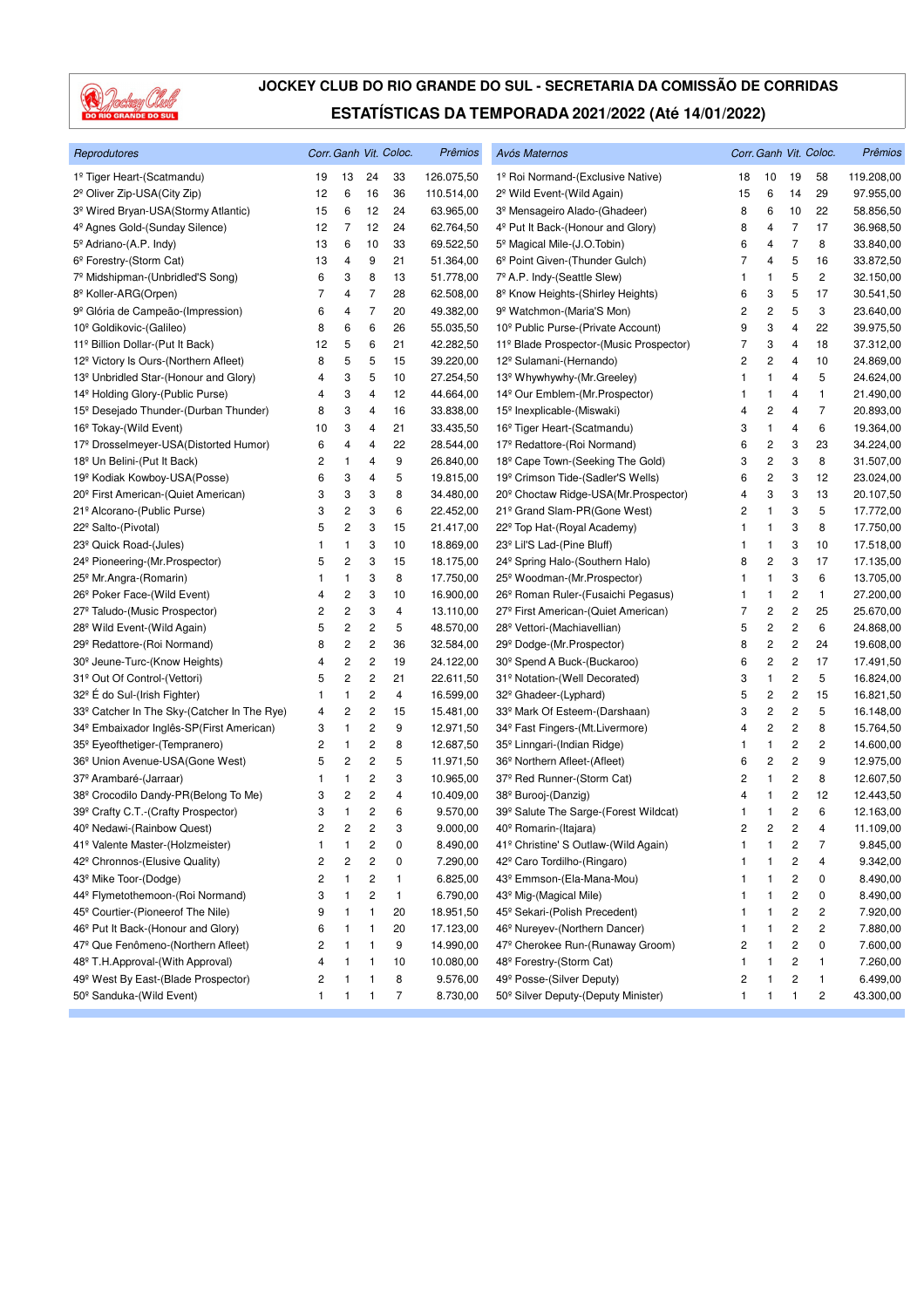# JOCKEY CLUB DO RIO GRANDE DO SUL - SECRETARIA DA COMISSÃO DE CORRIDAS

## ESTATÍSTICAS DA TEMPORADA 2021/2022 (Até 14/01/2022)

| Reprodutores | Corr. | Ganh | Vit. | Coloc. | Prêmios |
|---|---|---|---|---|---|
| 1º Tiger Heart-(Scatmandu) | 19 | 13 | 24 | 33 | 126.075,50 |
| 2º Oliver Zip-USA(City Zip) | 12 | 6 | 16 | 36 | 110.514,00 |
| 3º Wired Bryan-USA(Stormy Atlantic) | 15 | 6 | 12 | 24 | 63.965,00 |
| 4º Agnes Gold-(Sunday Silence) | 12 | 7 | 12 | 24 | 62.764,50 |
| 5º Adriano-(A.P. Indy) | 13 | 6 | 10 | 33 | 69.522,50 |
| 6º Forestry-(Storm Cat) | 13 | 4 | 9 | 21 | 51.364,00 |
| 7º Midshipman-(Unbridled'S Song) | 6 | 3 | 8 | 13 | 51.778,00 |
| 8º Koller-ARG(Orpen) | 7 | 4 | 7 | 28 | 62.508,00 |
| 9º Glória de Campeão-(Impression) | 6 | 4 | 7 | 20 | 49.382,00 |
| 10º Goldikovic-(Galileo) | 8 | 6 | 6 | 26 | 55.035,50 |
| 11º Billion Dollar-(Put It Back) | 12 | 5 | 6 | 21 | 42.282,50 |
| 12º Victory Is Ours-(Northern Afleet) | 8 | 5 | 5 | 15 | 39.220,00 |
| 13º Unbridled Star-(Honour and Glory) | 4 | 3 | 5 | 10 | 27.254,50 |
| 14º Holding Glory-(Public Purse) | 4 | 3 | 4 | 12 | 44.664,00 |
| 15º Desejado Thunder-(Durban Thunder) | 8 | 3 | 4 | 16 | 33.838,00 |
| 16º Tokay-(Wild Event) | 10 | 3 | 4 | 21 | 33.435,50 |
| 17º Drosselmeyer-USA(Distorted Humor) | 6 | 4 | 4 | 22 | 28.544,00 |
| 18º Un Belini-(Put It Back) | 2 | 1 | 4 | 9 | 26.840,00 |
| 19º Kodiak Kowboy-USA(Posse) | 6 | 3 | 4 | 5 | 19.815,00 |
| 20º First American-(Quiet American) | 3 | 3 | 3 | 8 | 34.480,00 |
| 21º Alcorano-(Public Purse) | 3 | 2 | 3 | 6 | 22.452,00 |
| 22º Salto-(Pivotal) | 5 | 2 | 3 | 15 | 21.417,00 |
| 23º Quick Road-(Jules) | 1 | 1 | 3 | 10 | 18.869,00 |
| 24º Pioneering-(Mr.Prospector) | 5 | 2 | 3 | 15 | 18.175,00 |
| 25º Mr.Angra-(Romarin) | 1 | 1 | 3 | 8 | 17.750,00 |
| 26º Poker Face-(Wild Event) | 4 | 2 | 3 | 10 | 16.900,00 |
| 27º Taludo-(Music Prospector) | 2 | 2 | 3 | 4 | 13.110,00 |
| 28º Wild Event-(Wild Again) | 5 | 2 | 2 | 5 | 48.570,00 |
| 29º Redattore-(Roi Normand) | 8 | 2 | 2 | 36 | 32.584,00 |
| 30º Seeking the Best-(Know Heights) | 4 | 2 | 2 | 19 | 24.122,00 |
| 31º Out Of Control-(Vettori) | 5 | 2 | 2 | 21 | 22.611,50 |
| 32º É do Sul-(Irish Fighter) | 1 | 1 | 2 | 4 | 16.599,00 |
| 33º Catcher In The Sky-(Catcher In The Rye) | 4 | 2 | 2 | 15 | 15.481,00 |
| 34º Embaixador Inglês-SP(First American) | 3 | 1 | 2 | 9 | 12.971,50 |
| 35º Eyeofthetiger-(Tempranero) | 2 | 1 | 2 | 8 | 12.687,50 |
| 36º Union Avenue-USA(Gone West) | 5 | 2 | 2 | 5 | 11.971,50 |
| 37º Arambaré-(Jarraar) | 1 | 1 | 2 | 3 | 10.965,00 |
| 38º Crocodilo Dandy-PR(Belong To Me) | 3 | 2 | 2 | 4 | 10.409,00 |
| 39º Crafty C.T.-(Crafty Prospector) | 3 | 1 | 2 | 6 | 9.570,00 |
| 40º Nedawi-(Rainbow Quest) | 2 | 2 | 2 | 3 | 9.000,00 |
| 41º Valente Master-(Holzmeister) | 1 | 1 | 2 | 0 | 8.490,00 |
| 42º Chronnos-(Elusive Quality) | 2 | 2 | 2 | 0 | 7.290,00 |
| 43º Mike Toor-(Dodge) | 2 | 1 | 2 | 1 | 6.825,00 |
| 44º Flymetothemoon-(Roi Normand) | 3 | 1 | 2 | 1 | 6.790,00 |
| 45º Courtier-(Pioneerof The Nile) | 9 | 1 | 1 | 20 | 18.951,50 |
| 46º Put It Back-(Honour and Glory) | 6 | 1 | 1 | 20 | 17.123,00 |
| 47º Que Fenômeno-(Northern Afleet) | 2 | 1 | 1 | 9 | 14.990,00 |
| 48º T.H.Approval-(With Approval) | 4 | 1 | 1 | 10 | 10.080,00 |
| 49º West By East-(Blade Prospector) | 2 | 1 | 1 | 8 | 9.576,00 |
| 50º Sanduka-(Wild Event) | 1 | 1 | 1 | 7 | 8.730,00 |

| Avós Maternos | Corr. | Ganh | Vit. | Coloc. | Prêmios |
|---|---|---|---|---|---|
| 1º Roi Normand-(Exclusive Native) | 18 | 10 | 19 | 58 | 119.208,00 |
| 2º Wild Event-(Wild Again) | 15 | 6 | 14 | 29 | 97.955,00 |
| 3º Mensageiro Alado-(Ghadeer) | 8 | 6 | 10 | 22 | 58.856,50 |
| 4º Put It Back-(Honour and Glory) | 8 | 4 | 7 | 17 | 36.968,50 |
| 5º Magical Mile-(J.O.Tobin) | 6 | 4 | 7 | 8 | 33.840,00 |
| 6º Point Given-(Thunder Gulch) | 7 | 4 | 5 | 16 | 33.872,50 |
| 7º A.P. Indy-(Seattle Slew) | 1 | 1 | 5 | 2 | 32.150,00 |
| 8º Know Heights-(Shirley Heights) | 6 | 3 | 5 | 17 | 30.541,50 |
| 9º Watchmon-(Maria'S Mon) | 2 | 2 | 5 | 3 | 23.640,00 |
| 10º Public Purse-(Private Account) | 9 | 3 | 4 | 22 | 39.975,50 |
| 11º Blade Prospector-(Music Prospector) | 7 | 3 | 4 | 18 | 37.312,00 |
| 12º Sulamani-(Hernando) | 2 | 2 | 4 | 10 | 24.869,00 |
| 13º Whywhywhy-(Mr.Greeley) | 1 | 1 | 4 | 5 | 24.624,00 |
| 14º Our Emblem-(Mr.Prospector) | 1 | 1 | 4 | 1 | 21.490,00 |
| 15º Inexplicable-(Miswaki) | 4 | 2 | 4 | 7 | 20.893,00 |
| 16º Tiger Heart-(Scatmandu) | 3 | 1 | 4 | 6 | 19.364,00 |
| 17º Redattore-(Roi Normand) | 6 | 2 | 3 | 23 | 34.224,00 |
| 18º Cape Town-(Seeking The Gold) | 3 | 2 | 3 | 8 | 31.507,00 |
| 19º Crimson Tide-(Sadler'S Wells) | 6 | 2 | 3 | 12 | 23.024,00 |
| 20º Choctaw Ridge-USA(Mr.Prospector) | 4 | 3 | 3 | 13 | 20.107,50 |
| 21º Grand Slam-PR(Gone West) | 2 | 1 | 3 | 5 | 17.772,00 |
| 22º Top Hat-(Royal Academy) | 1 | 1 | 3 | 8 | 17.750,00 |
| 23º Lil'S Lad-(Pine Bluff) | 1 | 1 | 3 | 10 | 17.518,00 |
| 24º Spring Halo-(Southern Halo) | 8 | 2 | 3 | 17 | 17.135,00 |
| 25º Woodman-(Mr.Prospector) | 1 | 1 | 3 | 6 | 13.705,00 |
| 26º Roman Ruler-(Fusaichi Pegasus) | 1 | 1 | 2 | 1 | 27.200,00 |
| 27º First American-(Quiet American) | 7 | 2 | 2 | 25 | 25.670,00 |
| 28º Vettori-(Machiavellian) | 5 | 2 | 2 | 6 | 24.868,00 |
| 29º Dodge-(Mr.Prospector) | 8 | 2 | 2 | 24 | 19.608,00 |
| 30º Spend A Buck-(Buckaroo) | 6 | 2 | 2 | 17 | 17.491,50 |
| 31º Notation-(Well Decorated) | 3 | 1 | 2 | 5 | 16.824,00 |
| 32º Ghadeer-(Lyphard) | 5 | 2 | 2 | 15 | 16.821,50 |
| 33º Mark Of Esteem-(Darshaan) | 3 | 2 | 2 | 5 | 16.148,00 |
| 34º Fast Fingers-(Mt.Livermore) | 4 | 2 | 2 | 8 | 15.764,50 |
| 35º Linngari-(Indian Ridge) | 1 | 1 | 2 | 2 | 14.600,00 |
| 36º Northern Afleet-(Afleet) | 6 | 2 | 2 | 9 | 12.975,00 |
| 37º Red Runner-(Storm Cat) | 2 | 1 | 2 | 8 | 12.607,50 |
| 38º Burooj-(Danzig) | 4 | 1 | 2 | 12 | 12.443,50 |
| 39º Salute The Sarge-(Forest Wildcat) | 1 | 1 | 2 | 6 | 12.163,00 |
| 40º Romarin-(Itajara) | 2 | 2 | 2 | 4 | 11.109,00 |
| 41º Christine' S Outlaw-(Wild Again) | 1 | 1 | 2 | 7 | 9.845,00 |
| 42º Caro Tordilho-(Ringaro) | 1 | 1 | 2 | 4 | 9.342,00 |
| 43º Emmson-(Ela-Mana-Mou) | 1 | 1 | 2 | 0 | 8.490,00 |
| 43º Mig-(Magical Mile) | 1 | 1 | 2 | 0 | 8.490,00 |
| 45º Sekari-(Polish Precedent) | 1 | 1 | 2 | 2 | 7.920,00 |
| 46º Nureyev-(Northern Dancer) | 1 | 1 | 2 | 2 | 7.880,00 |
| 47º Cherokee Run-(Runaway Groom) | 2 | 1 | 2 | 0 | 7.600,00 |
| 48º Forestry-(Storm Cat) | 1 | 1 | 2 | 1 | 7.260,00 |
| 49º Posse-(Silver Deputy) | 2 | 1 | 2 | 1 | 6.499,00 |
| 50º Silver Deputy-(Deputy Minister) | 1 | 1 | 1 | 2 | 43.300,00 |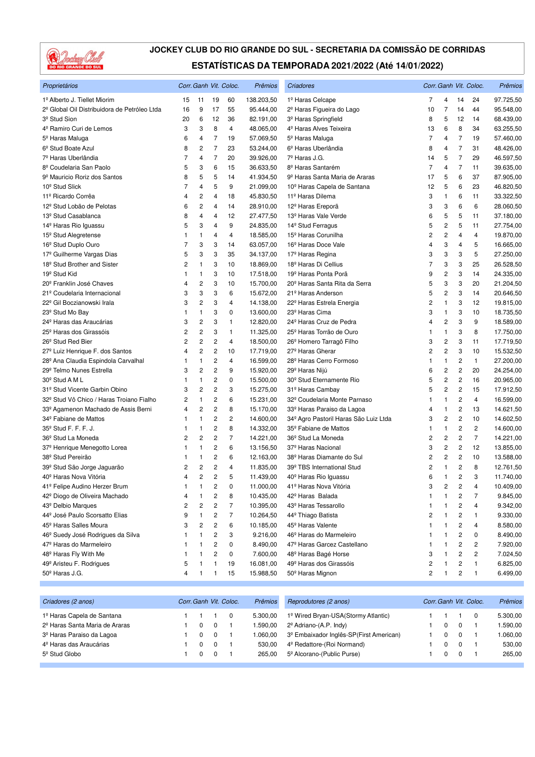# JOCKEY CLUB DO RIO GRANDE DO SUL - SECRETARIA DA COMISSÃO DE CORRIDAS

## ESTATÍSTICAS DA TEMPORADA 2021/2022 (Até 14/01/2022)

| Proprietários | Corr. | Ganh | Vit. | Coloc. | Prêmios |
|---|---|---|---|---|---|
| 1º Alberto J. Tiellet Miorim | 15 | 11 | 19 | 60 | 138.203,50 |
| 2º Global Oil Distribuidora de Petróleo Ltda | 16 | 9 | 17 | 55 | 95.444,00 |
| 3º Stud Sion | 20 | 6 | 12 | 36 | 82.191,00 |
| 4º Ramiro Curi de Lemos | 3 | 3 | 8 | 4 | 48.065,00 |
| 5º Haras Maluga | 6 | 4 | 7 | 19 | 57.069,50 |
| 6º Stud Boate Azul | 8 | 2 | 7 | 23 | 53.244,00 |
| 7º Haras Uberlândia | 7 | 4 | 7 | 20 | 39.926,00 |
| 8º Coudelaria San Paolo | 5 | 3 | 6 | 15 | 36.633,50 |
| 9º Mauricio Roriz dos Santos | 8 | 5 | 5 | 14 | 41.934,50 |
| 10º Stud Slick | 7 | 4 | 5 | 9 | 21.099,00 |
| 11º Ricardo Corrêa | 4 | 2 | 4 | 18 | 45.830,50 |
| 12º Stud Lobão de Pelotas | 6 | 2 | 4 | 14 | 28.910,00 |
| 13º Stud Casablanca | 8 | 4 | 4 | 12 | 27.477,50 |
| 14º Haras Rio Iguassu | 5 | 3 | 4 | 9 | 24.835,00 |
| 15º Stud Alegretense | 1 | 1 | 4 | 4 | 18.585,00 |
| 16º Stud Duplo Ouro | 7 | 3 | 3 | 14 | 63.057,00 |
| 17º Guilherme Vargas Dias | 5 | 3 | 3 | 35 | 34.137,00 |
| 18º Stud Brother and Sister | 2 | 1 | 3 | 10 | 18.869,00 |
| 19º Stud Kid | 1 | 1 | 3 | 10 | 17.518,00 |
| 20º Franklin José Chaves | 4 | 2 | 3 | 10 | 15.700,00 |
| 21º Coudelaria Internacional | 3 | 3 | 3 | 6 | 15.672,00 |
| 22º Gil Boczianowski Irala | 3 | 2 | 3 | 4 | 14.138,00 |
| 23º Stud Mo Bay | 1 | 1 | 3 | 0 | 13.600,00 |
| 24º Haras das Araucárias | 3 | 2 | 3 | 1 | 12.820,00 |
| 25º Haras dos Girassóis | 2 | 2 | 3 | 1 | 11.325,00 |
| 26º Stud Red Bier | 2 | 2 | 2 | 4 | 18.500,00 |
| 27º Luiz Henrique F. dos Santos | 4 | 2 | 2 | 10 | 17.719,00 |
| 28º Ana Claudia Espindola Carvalhal | 1 | 1 | 2 | 4 | 16.599,00 |
| 29º Telmo Nunes Estrella | 3 | 2 | 2 | 9 | 15.920,00 |
| 30º Stud A M L | 1 | 1 | 2 | 0 | 15.500,00 |
| 31º Stud Vicente Garbin Obino | 3 | 2 | 2 | 3 | 15.275,00 |
| 32º Stud Vô Chico / Haras Troiano Fialho | 2 | 1 | 2 | 6 | 15.231,00 |
| 33º Agamenon Machado de Assis Berni | 4 | 2 | 2 | 8 | 15.170,00 |
| 34º Fabiane de Mattos | 1 | 1 | 2 | 2 | 14.600,00 |
| 35º Stud F. F. F. J. | 1 | 1 | 2 | 8 | 14.332,00 |
| 36º Stud La Moneda | 2 | 2 | 2 | 7 | 14.221,00 |
| 37º Henrique Menegotto Lorea | 1 | 1 | 2 | 6 | 13.156,50 |
| 38º Stud Pereirão | 1 | 1 | 2 | 6 | 12.163,00 |
| 39º Stud São Jorge Jaguarão | 2 | 2 | 2 | 4 | 11.835,00 |
| 40º Haras Nova Vitória | 4 | 2 | 2 | 5 | 11.439,00 |
| 41º Felipe Audino Herzer Brum | 1 | 1 | 2 | 0 | 11.000,00 |
| 42º Diogo de Oliveira Machado | 4 | 1 | 2 | 8 | 10.435,00 |
| 43º Delbio Marques | 2 | 2 | 2 | 7 | 10.395,00 |
| 44º José Paulo Scorsatto Elias | 9 | 1 | 2 | 7 | 10.264,50 |
| 45º Haras Salles Moura | 3 | 2 | 2 | 6 | 10.185,00 |
| 46º Suedy José Rodrigues da Silva | 1 | 1 | 2 | 3 | 9.216,00 |
| 47º Haras do Marmeleiro | 1 | 1 | 2 | 0 | 8.490,00 |
| 48º Haras Fly With Me | 1 | 1 | 2 | 0 | 7.600,00 |
| 49º Aristeu F. Rodrigues | 5 | 1 | 1 | 19 | 16.081,00 |
| 50º Haras J.G. | 4 | 1 | 1 | 15 | 15.988,50 |

| Criadores | Corr. | Ganh | Vit. | Coloc. | Prêmios |
|---|---|---|---|---|---|
| 1º Haras Celcape | 7 | 4 | 14 | 24 | 97.725,50 |
| 2º Haras Figueira do Lago | 10 | 7 | 14 | 44 | 95.548,00 |
| 3º Haras Springfield | 8 | 5 | 12 | 14 | 68.439,00 |
| 4º Haras Alves Teixeira | 13 | 6 | 8 | 34 | 63.255,50 |
| 5º Haras Maluga | 7 | 4 | 7 | 19 | 57.460,00 |
| 6º Haras Uberlândia | 8 | 4 | 7 | 31 | 48.426,00 |
| 7º Haras J.G. | 14 | 5 | 7 | 29 | 46.597,50 |
| 8º Haras Santarém | 7 | 4 | 7 | 11 | 39.635,00 |
| 9º Haras Santa Maria de Araras | 17 | 5 | 6 | 37 | 87.905,00 |
| 10º Haras Capela de Santana | 12 | 5 | 6 | 23 | 46.820,50 |
| 11º Haras Dilema | 3 | 1 | 6 | 11 | 33.322,50 |
| 12º Haras Ereporã | 3 | 3 | 6 | 6 | 28.060,50 |
| 13º Haras Vale Verde | 6 | 5 | 5 | 11 | 37.180,00 |
| 14º Stud Ferragus | 5 | 2 | 5 | 11 | 27.754,00 |
| 15º Haras Corunilha | 2 | 2 | 4 | 4 | 19.870,00 |
| 16º Haras Doce Vale | 4 | 3 | 4 | 5 | 16.665,00 |
| 17º Haras Regina | 3 | 3 | 3 | 5 | 27.250,00 |
| 18º Haras Di Cellius | 7 | 3 | 3 | 25 | 26.528,50 |
| 19º Haras Ponta Porã | 9 | 2 | 3 | 14 | 24.335,00 |
| 20º Haras Santa Rita da Serra | 5 | 3 | 3 | 20 | 21.204,50 |
| 21º Haras Anderson | 5 | 2 | 3 | 14 | 20.646,50 |
| 22º Haras Estrela Energia | 2 | 1 | 3 | 12 | 19.815,00 |
| 23º Haras Cima | 3 | 1 | 3 | 10 | 18.735,50 |
| 24º Haras Cruz de Pedra | 4 | 2 | 3 | 9 | 18.589,00 |
| 25º Haras Torrão de Ouro | 1 | 1 | 3 | 8 | 17.750,00 |
| 26º Homero Tarragô Filho | 3 | 2 | 3 | 11 | 17.719,50 |
| 27º Haras Gherar | 2 | 2 | 3 | 10 | 15.532,50 |
| 28º Haras Cerro Formoso | 1 | 1 | 2 | 1 | 27.200,00 |
| 29º Haras Nijú | 6 | 2 | 2 | 20 | 24.254,00 |
| 30º Stud Eternamente Rio | 5 | 2 | 2 | 16 | 20.965,00 |
| 31º Haras Cambay | 5 | 2 | 2 | 15 | 17.912,50 |
| 32º Coudelaria Monte Parnaso | 1 | 1 | 2 | 4 | 16.599,00 |
| 33º Haras Paraiso da Lagoa | 4 | 1 | 2 | 13 | 14.621,50 |
| 34º Agro Pastoril Haras São Luiz Ltda | 3 | 2 | 2 | 10 | 14.602,50 |
| 35º Fabiane de Mattos | 1 | 1 | 2 | 2 | 14.600,00 |
| 36º Stud La Moneda | 2 | 2 | 2 | 7 | 14.221,00 |
| 37º Haras Nacional | 3 | 2 | 2 | 12 | 13.855,00 |
| 38º Haras Diamante do Sul | 2 | 2 | 2 | 10 | 13.588,00 |
| 39º TBS International Stud | 2 | 1 | 2 | 8 | 12.761,50 |
| 40º Haras Rio Iguassu | 6 | 1 | 2 | 3 | 11.740,00 |
| 41º Haras Nova Vitória | 3 | 2 | 2 | 4 | 10.409,00 |
| 42º Haras Balada | 1 | 1 | 2 | 7 | 9.845,00 |
| 43º Haras Tessarollo | 1 | 1 | 2 | 4 | 9.342,00 |
| 44º Thiago Batista | 2 | 1 | 2 | 1 | 9.330,00 |
| 45º Haras Valente | 1 | 1 | 2 | 4 | 8.580,00 |
| 46º Haras do Marmeleiro | 1 | 1 | 2 | 0 | 8.490,00 |
| 47º Haras Garcez Castellano | 1 | 1 | 2 | 2 | 7.920,00 |
| 48º Haras Bagé Horse | 3 | 1 | 2 | 2 | 7.024,50 |
| 49º Haras dos Girassóis | 2 | 1 | 2 | 1 | 6.825,00 |
| 50º Haras Mignon | 2 | 1 | 2 | 1 | 6.499,00 |

| Criadores (2 anos) | Corr. | Ganh | Vit. | Coloc. | Prêmios |
|---|---|---|---|---|---|
| 1º Haras Capela de Santana | 1 | 1 | 1 | 0 | 5.300,00 |
| 2º Haras Santa Maria de Araras | 1 | 0 | 0 | 1 | 1.590,00 |
| 3º Haras Paraiso da Lagoa | 1 | 0 | 0 | 1 | 1.060,00 |
| 4º Haras das Araucárias | 1 | 0 | 0 | 1 | 530,00 |
| 5º Stud Globo | 1 | 0 | 0 | 1 | 265,00 |

| Reprodutores (2 anos) | Corr. | Ganh | Vit. | Coloc. | Prêmios |
|---|---|---|---|---|---|
| 1º Wired Bryan-USA(Stormy Atlantic) | 1 | 1 | 1 | 0 | 5.300,00 |
| 2º Adriano-(A.P. Indy) | 1 | 0 | 0 | 1 | 1.590,00 |
| 3º Embaixador Inglês-SP(First American) | 1 | 0 | 0 | 1 | 1.060,00 |
| 4º Redattore-(Roi Normand) | 1 | 0 | 0 | 1 | 530,00 |
| 5º Alcorano-(Public Purse) | 1 | 0 | 0 | 1 | 265,00 |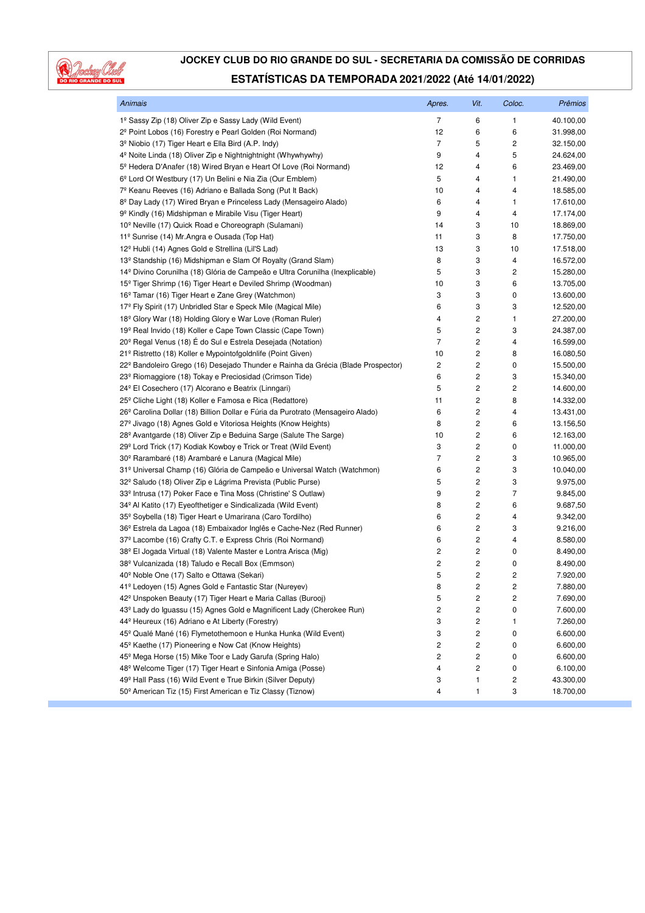# JOCKEY CLUB DO RIO GRANDE DO SUL - SECRETARIA DA COMISSÃO DE CORRIDAS

## ESTATÍSTICAS DA TEMPORADA 2021/2022 (Até 14/01/2022)

| *Animais* | *Apres.* | *Vit.* | *Coloc.* | *Prêmios* |
|---|---|---|---|---|
| 1º Sassy Zip (18) Oliver Zip e Sassy Lady (Wild Event) | 7 | 6 | 1 | 40.100,00 |
| 2º Point Lobos (16) Forestry e Pearl Golden (Roi Normand) | 12 | 6 | 6 | 31.998,00 |
| 3º Niobio (17) Tiger Heart e Ella Bird (A.P. Indy) | 7 | 5 | 2 | 32.150,00 |
| 4º Noite Linda (18) Oliver Zip e Nightnightnight (Whywhywhy) | 9 | 4 | 5 | 24.624,00 |
| 5º Hedera D'Anafer (18) Wired Bryan e Heart Of Love (Roi Normand) | 12 | 4 | 6 | 23.469,00 |
| 6º Lord Of Westbury (17) Un Belini e Nia Zia (Our Emblem) | 5 | 4 | 1 | 21.490,00 |
| 7º Keanu Reeves (16) Adriano e Ballada Song (Put It Back) | 10 | 4 | 4 | 18.585,00 |
| 8º Day Lady (17) Wired Bryan e Princeless Lady (Mensageiro Alado) | 6 | 4 | 1 | 17.610,00 |
| 9º Kindly (16) Midshipman e Mirabile Visu (Tiger Heart) | 9 | 4 | 4 | 17.174,00 |
| 10º Neville (17) Quick Road e Choreograph (Sulamani) | 14 | 3 | 10 | 18.869,00 |
| 11º Sunrise (14) Mr.Angra e Ousada (Top Hat) | 11 | 3 | 8 | 17.750,00 |
| 12º Hubli (14) Agnes Gold e Strellina (Lil'S Lad) | 13 | 3 | 10 | 17.518,00 |
| 13º Standship (16) Midshipman e Slam Of Royalty (Grand Slam) | 8 | 3 | 4 | 16.572,00 |
| 14º Divino Corunilha (18) Glória de Campeão e Ultra Corunilha (Inexplicable) | 5 | 3 | 2 | 15.280,00 |
| 15º Tiger Shrimp (16) Tiger Heart e Deviled Shrimp (Woodman) | 10 | 3 | 6 | 13.705,00 |
| 16º Tamar (16) Tiger Heart e Zane Grey (Watchmon) | 3 | 3 | 0 | 13.600,00 |
| 17º Fly Spirit (17) Unbridled Star e Speck Mile (Magical Mile) | 6 | 3 | 3 | 12.520,00 |
| 18º Glory War (18) Holding Glory e War Love (Roman Ruler) | 4 | 2 | 1 | 27.200,00 |
| 19º Real Invido (18) Koller e Cape Town Classic (Cape Town) | 5 | 2 | 3 | 24.387,00 |
| 20º Regal Venus (18) É do Sul e Estrela Desejada (Notation) | 7 | 2 | 4 | 16.599,00 |
| 21º Ristretto (18) Koller e Mypointofgoldnlife (Point Given) | 10 | 2 | 8 | 16.080,50 |
| 22º Bandoleiro Grego (16) Desejado Thunder e Rainha da Grécia (Blade Prospector) | 2 | 2 | 0 | 15.500,00 |
| 23º Riomaggiore (18) Tokay e Preciosidad (Crimson Tide) | 6 | 2 | 3 | 15.340,00 |
| 24º El Cosechero (17) Alcorano e Beatrix (Linngari) | 5 | 2 | 2 | 14.600,00 |
| 25º Cliche Light (18) Koller e Famosa e Rica (Redattore) | 11 | 2 | 8 | 14.332,00 |
| 26º Carolina Dollar (18) Billion Dollar e Fúria da Purotrato (Mensageiro Alado) | 6 | 2 | 4 | 13.431,00 |
| 27º Jivago (18) Agnes Gold e Vitoriosa Heights (Know Heights) | 8 | 2 | 6 | 13.156,50 |
| 28º Avantgarde (18) Oliver Zip e Beduina Sarge (Salute The Sarge) | 10 | 2 | 6 | 12.163,00 |
| 29º Lord Trick (17) Kodiak Kowboy e Trick or Treat (Wild Event) | 3 | 2 | 0 | 11.000,00 |
| 30º Rarambaré (18) Arambaré e Lanura (Magical Mile) | 7 | 2 | 3 | 10.965,00 |
| 31º Universal Champ (16) Glória de Campeão e Universal Watch (Watchmon) | 6 | 2 | 3 | 10.040,00 |
| 32º Saludo (18) Oliver Zip e Lágrima Prevista (Public Purse) | 5 | 2 | 3 | 9.975,00 |
| 33º Intrusa (17) Poker Face e Tina Moss (Christine' S Outlaw) | 9 | 2 | 7 | 9.845,00 |
| 34º Al Katito (17) Eyeofthetiger e Sindicalizada (Wild Event) | 8 | 2 | 6 | 9.687,50 |
| 35º Soybella (18) Tiger Heart e Umarirana (Caro Tordilho) | 6 | 2 | 4 | 9.342,00 |
| 36º Estrela da Lagoa (18) Embaixador Inglês e Cache-Nez (Red Runner) | 6 | 2 | 3 | 9.216,00 |
| 37º Lacombe (16) Crafty C.T. e Express Chris (Roi Normand) | 6 | 2 | 4 | 8.580,00 |
| 38º El Jogada Virtual (18) Valente Master e Lontra Arisca (Mig) | 2 | 2 | 0 | 8.490,00 |
| 38º Vulcanizada (18) Taludo e Recall Box (Emmson) | 2 | 2 | 0 | 8.490,00 |
| 40º Noble One (17) Salto e Ottawa (Sekari) | 5 | 2 | 2 | 7.920,00 |
| 41º Ledoyen (15) Agnes Gold e Fantastic Star (Nureyev) | 8 | 2 | 2 | 7.880,00 |
| 42º Unspoken Beauty (17) Tiger Heart e Maria Callas (Burooj) | 5 | 2 | 2 | 7.690,00 |
| 43º Lady do Iguassu (15) Agnes Gold e Magnificent Lady (Cherokee Run) | 2 | 2 | 0 | 7.600,00 |
| 44º Heureux (16) Adriano e At Liberty (Forestry) | 3 | 2 | 1 | 7.260,00 |
| 45º Qualé Mané (16) Flymetothemoon e Hunka Hunka (Wild Event) | 3 | 2 | 0 | 6.600,00 |
| 45º Kaethe (17) Pioneering e Now Cat (Know Heights) | 2 | 2 | 0 | 6.600,00 |
| 45º Mega Horse (15) Mike Toor e Lady Garufa (Spring Halo) | 2 | 2 | 0 | 6.600,00 |
| 48º Welcome Tiger (17) Tiger Heart e Sinfonia Amiga (Posse) | 4 | 2 | 0 | 6.100,00 |
| 49º Hall Pass (16) Wild Event e True Birkin (Silver Deputy) | 3 | 1 | 2 | 43.300,00 |
| 50º American Tiz (15) First American e Tiz Classy (Tiznow) | 4 | 1 | 3 | 18.700,00 |